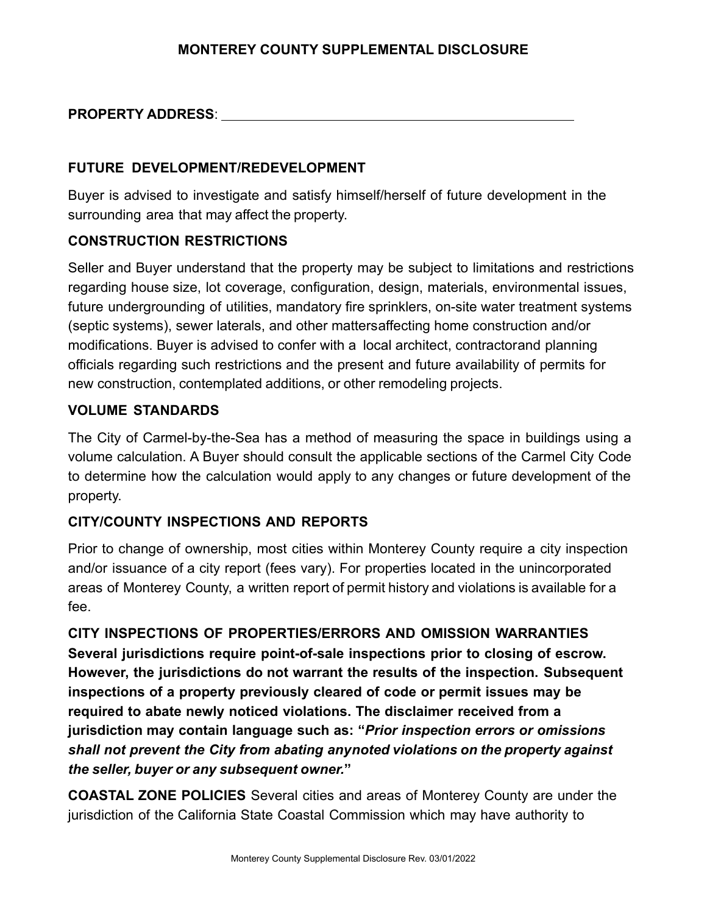# MONTEREY COUNTY SUPPLEMENTAL DISCLOSURE

**PROPERTY ADDRESS**: ______________________________________________

## FUTURE DEVELOPMENT/REDEVELOPMENT

Buyer is advised to investigate and satisfy himself/herself of future development in the surrounding area that may affect the property.

## CONSTRUCTION RESTRICTIONS

Seller and Buyer understand that the property may be subject to limitations and restrictions regarding house size, lot coverage, configuration, design, materials, environmental issues, future undergrounding of utilities, mandatory fire sprinklers, on-site water treatment systems (septic systems), sewer laterals, and other mattersaffecting home construction and/or modifications. Buyer is advised to confer with a local architect, contractorand planning officials regarding such restrictions and the present and future availability of permits for new construction, contemplated additions, or other remodeling projects.

## VOLUME STANDARDS

The City of Carmel-by-the-Sea has a method of measuring the space in buildings using a volume calculation. A Buyer should consult the applicable sections of the Carmel City Code to determine how the calculation would apply to any changes or future development of the property.

## CITY/COUNTY INSPECTIONS AND REPORTS

Prior to change of ownership, most cities within Monterey County require a city inspection and/or issuance of a city report (fees vary). For properties located in the unincorporated areas of Monterey County, a written report of permit history and violations is available for a fee.

## CITY INSPECTIONS OF PROPERTIES/ERRORS AND OMISSION WARRANTIES

**Several jurisdictions require point-of-sale inspections prior to closing of escrow. However, the jurisdictions do not warrant the results of the inspection. Subsequent inspections of a property previously cleared of code or permit issues may be required to abate newly noticed violations. The disclaimer received from a jurisdiction may contain language such as: "*Prior inspection errors or omissions shall not prevent the City from abating anynoted violations on the property against the seller, buyer or any subsequent owner.*"**

**COASTAL ZONE POLICIES** Several cities and areas of Monterey County are under the jurisdiction of the California State Coastal Commission which may have authority to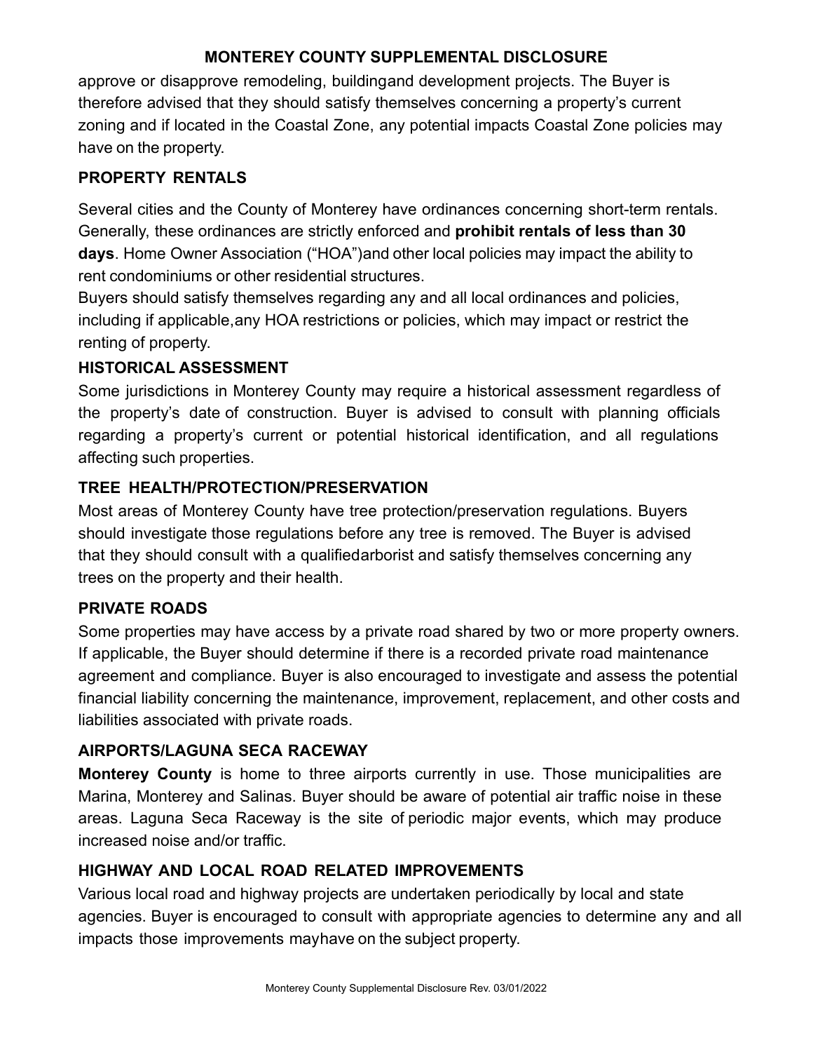approve or disapprove remodeling, buildingand development projects. The Buyer is therefore advised that they should satisfy themselves concerning a property's current zoning and if located in the Coastal Zone, any potential impacts Coastal Zone policies may have on the property.

## PROPERTY RENTALS

Several cities and the County of Monterey have ordinances concerning short-term rentals. Generally, these ordinances are strictly enforced and **prohibit rentals of less than 30 days**. Home Owner Association ("HOA")and other local policies may impact the ability to rent condominiums or other residential structures.

Buyers should satisfy themselves regarding any and all local ordinances and policies, including if applicable,any HOA restrictions or policies, which may impact or restrict the renting of property.

## HISTORICAL ASSESSMENT

Some jurisdictions in Monterey County may require a historical assessment regardless of the property's date of construction. Buyer is advised to consult with planning officials regarding a property's current or potential historical identification, and all regulations affecting such properties.

## TREE HEALTH/PROTECTION/PRESERVATION

Most areas of Monterey County have tree protection/preservation regulations. Buyers should investigate those regulations before any tree is removed. The Buyer is advised that they should consult with a qualifiedarborist and satisfy themselves concerning any trees on the property and their health.

## PRIVATE ROADS

Some properties may have access by a private road shared by two or more property owners. If applicable, the Buyer should determine if there is a recorded private road maintenance agreement and compliance. Buyer is also encouraged to investigate and assess the potential financial liability concerning the maintenance, improvement, replacement, and other costs and liabilities associated with private roads.

## AIRPORTS/LAGUNA SECA RACEWAY

**Monterey County** is home to three airports currently in use. Those municipalities are Marina, Monterey and Salinas. Buyer should be aware of potential air traffic noise in these areas. Laguna Seca Raceway is the site of periodic major events, which may produce increased noise and/or traffic.

## HIGHWAY AND LOCAL ROAD RELATED IMPROVEMENTS

Various local road and highway projects are undertaken periodically by local and state agencies. Buyer is encouraged to consult with appropriate agencies to determine any and all impacts those improvements mayhave on the subject property.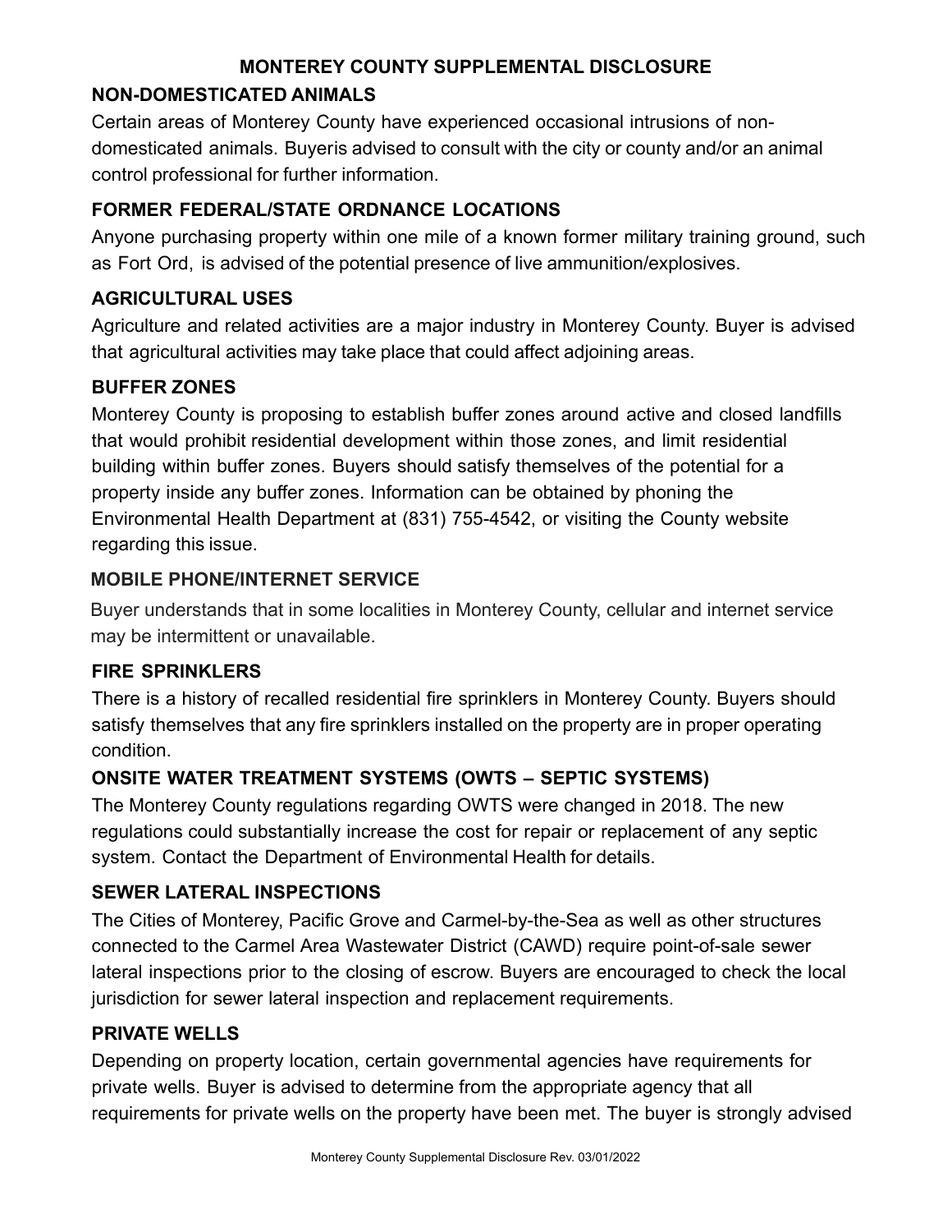# MONTEREY COUNTY SUPPLEMENTAL DISCLOSURE

## NON-DOMESTICATED ANIMALS

Certain areas of Monterey County have experienced occasional intrusions of non-domesticated animals. Buyeris advised to consult with the city or county and/or an animal control professional for further information.

## FORMER FEDERAL/STATE ORDNANCE LOCATIONS

Anyone purchasing property within one mile of a known former military training ground, such as Fort Ord, is advised of the potential presence of live ammunition/explosives.

## AGRICULTURAL USES

Agriculture and related activities are a major industry in Monterey County. Buyer is advised that agricultural activities may take place that could affect adjoining areas.

## BUFFER ZONES

Monterey County is proposing to establish buffer zones around active and closed landfills that would prohibit residential development within those zones, and limit residential building within buffer zones. Buyers should satisfy themselves of the potential for a property inside any buffer zones. Information can be obtained by phoning the Environmental Health Department at (831) 755-4542, or visiting the County website regarding this issue.

## MOBILE PHONE/INTERNET SERVICE

Buyer understands that in some localities in Monterey County, cellular and internet service may be intermittent or unavailable.

## FIRE SPRINKLERS

There is a history of recalled residential fire sprinklers in Monterey County. Buyers should satisfy themselves that any fire sprinklers installed on the property are in proper operating condition.

## ONSITE WATER TREATMENT SYSTEMS (OWTS – SEPTIC SYSTEMS)

The Monterey County regulations regarding OWTS were changed in 2018. The new regulations could substantially increase the cost for repair or replacement of any septic system. Contact the Department of Environmental Health for details.

## SEWER LATERAL INSPECTIONS

The Cities of Monterey, Pacific Grove and Carmel-by-the-Sea as well as other structures connected to the Carmel Area Wastewater District (CAWD) require point-of-sale sewer lateral inspections prior to the closing of escrow. Buyers are encouraged to check the local jurisdiction for sewer lateral inspection and replacement requirements.

## PRIVATE WELLS

Depending on property location, certain governmental agencies have requirements for private wells. Buyer is advised to determine from the appropriate agency that all requirements for private wells on the property have been met. The buyer is strongly advised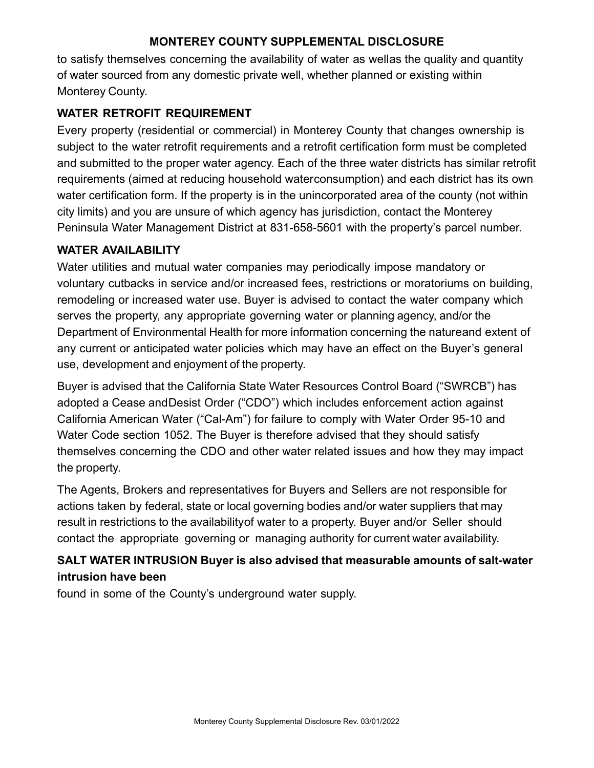to satisfy themselves concerning the availability of water as wellas the quality and quantity of water sourced from any domestic private well, whether planned or existing within Monterey County.

**WATER RETROFIT REQUIREMENT**

Every property (residential or commercial) in Monterey County that changes ownership is subject to the water retrofit requirements and a retrofit certification form must be completed and submitted to the proper water agency. Each of the three water districts has similar retrofit requirements (aimed at reducing household waterconsumption) and each district has its own water certification form. If the property is in the unincorporated area of the county (not within city limits) and you are unsure of which agency has jurisdiction, contact the Monterey Peninsula Water Management District at 831-658-5601 with the property's parcel number.

**WATER AVAILABILITY**

Water utilities and mutual water companies may periodically impose mandatory or voluntary cutbacks in service and/or increased fees, restrictions or moratoriums on building, remodeling or increased water use. Buyer is advised to contact the water company which serves the property, any appropriate governing water or planning agency, and/or the Department of Environmental Health for more information concerning the natureand extent of any current or anticipated water policies which may have an effect on the Buyer's general use, development and enjoyment of the property.

Buyer is advised that the California State Water Resources Control Board ("SWRCB") has adopted a Cease andDesist Order ("CDO") which includes enforcement action against California American Water ("Cal-Am") for failure to comply with Water Order 95-10 and Water Code section 1052. The Buyer is therefore advised that they should satisfy themselves concerning the CDO and other water related issues and how they may impact the property.

The Agents, Brokers and representatives for Buyers and Sellers are not responsible for actions taken by federal, state or local governing bodies and/or water suppliers that may result in restrictions to the availabilityof water to a property. Buyer and/or Seller should contact the appropriate governing or managing authority for current water availability.

**SALT WATER INTRUSION Buyer is also advised that measurable amounts of salt-water intrusion have been**

found in some of the County's underground water supply.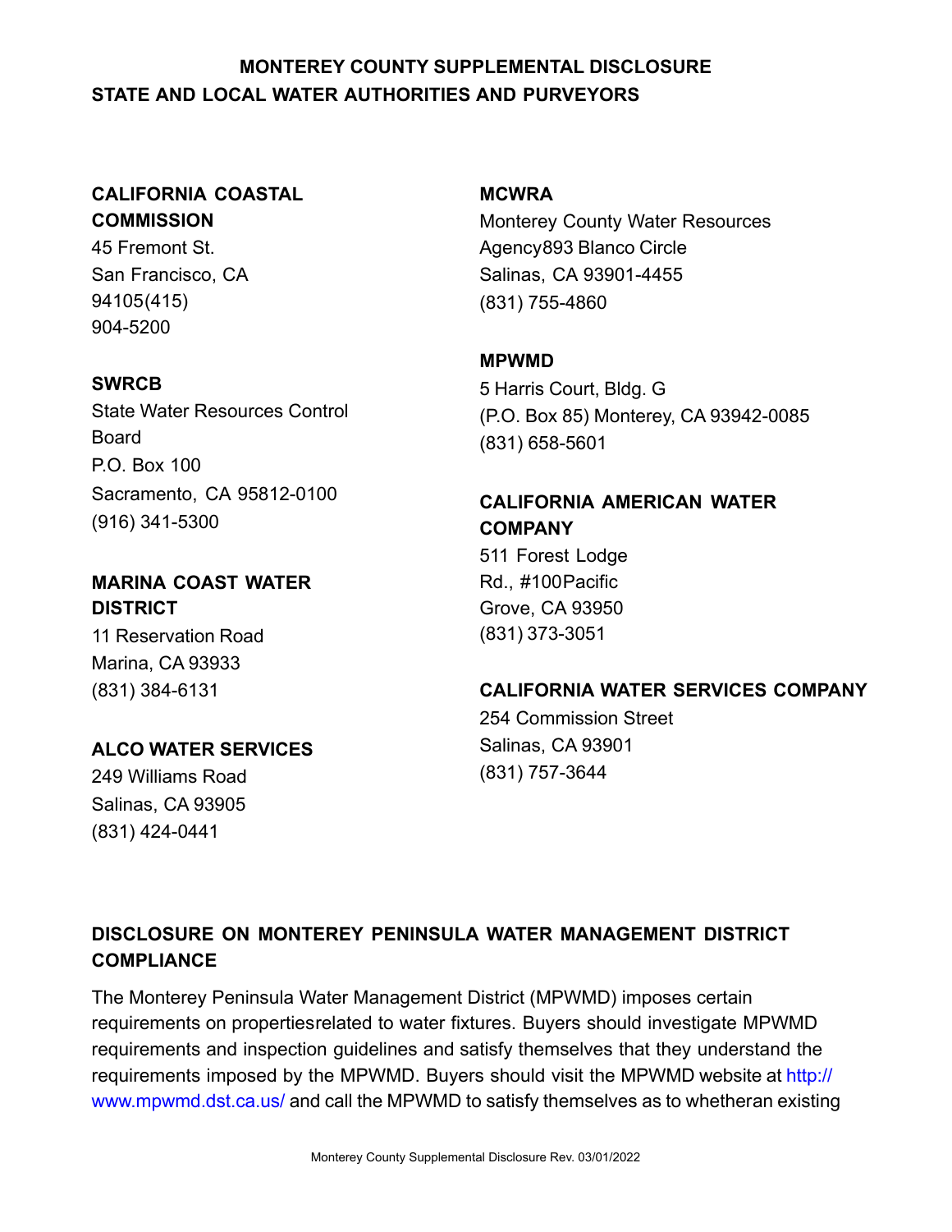## MONTEREY COUNTY SUPPLEMENTAL DISCLOSURE
## STATE AND LOCAL WATER AUTHORITIES AND PURVEYORS

**CALIFORNIA COASTAL COMMISSION**
45 Fremont St.
San Francisco, CA 94105(415) 904-5200

**SWRCB**
State Water Resources Control Board
P.O. Box 100
Sacramento, CA 95812-0100
(916) 341-5300

**MARINA COAST WATER DISTRICT**
11 Reservation Road
Marina, CA 93933
(831) 384-6131

**ALCO WATER SERVICES**
249 Williams Road
Salinas, CA 93905
(831) 424-0441

**MCWRA**
Monterey County Water Resources Agency893 Blanco Circle
Salinas, CA 93901-4455
(831) 755-4860

**MPWMD**
5 Harris Court, Bldg. G
(P.O. Box 85) Monterey, CA 93942-0085
(831) 658-5601

**CALIFORNIA AMERICAN WATER COMPANY**
511 Forest Lodge Rd., #100Pacific Grove, CA 93950
(831) 373-3051

**CALIFORNIA WATER SERVICES COMPANY**
254 Commission Street
Salinas, CA 93901
(831) 757-3644

### DISCLOSURE ON MONTEREY PENINSULA WATER MANAGEMENT DISTRICT COMPLIANCE

The Monterey Peninsula Water Management District (MPWMD) imposes certain requirements on propertiesrelated to water fixtures. Buyers should investigate MPWMD requirements and inspection guidelines and satisfy themselves that they understand the requirements imposed by the MPWMD. Buyers should visit the MPWMD website at http://www.mpwmd.dst.ca.us/ and call the MPWMD to satisfy themselves as to whetheran existing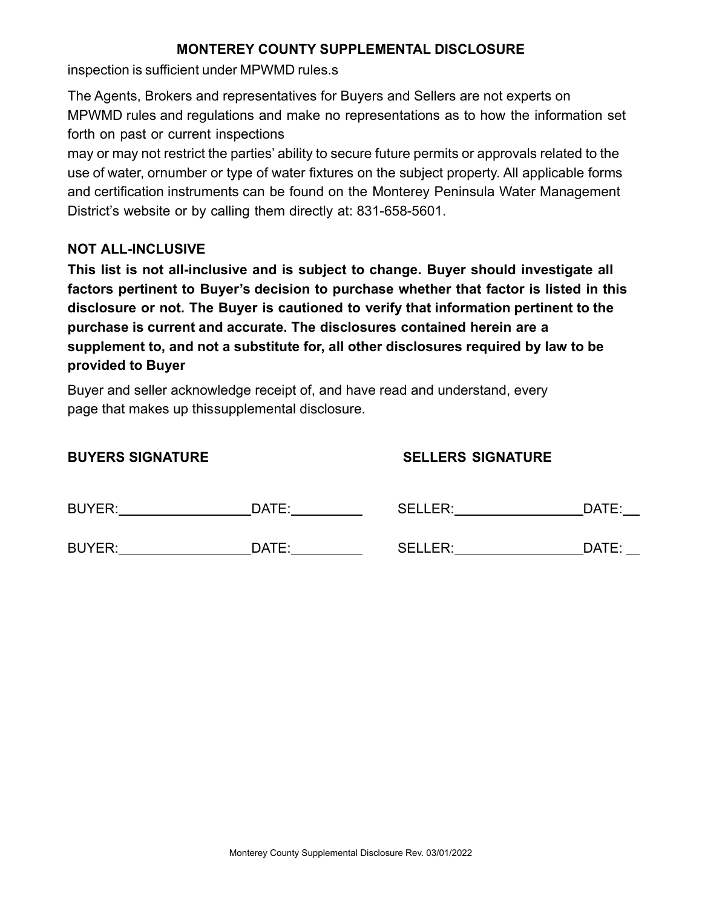inspection is sufficient under MPWMD rules.s

The Agents, Brokers and representatives for Buyers and Sellers are not experts on MPWMD rules and regulations and make no representations as to how the information set forth on past or current inspections
may or may not restrict the parties' ability to secure future permits or approvals related to the use of water, ornumber or type of water fixtures on the subject property. All applicable forms and certification instruments can be found on the Monterey Peninsula Water Management District's website or by calling them directly at: 831-658-5601.

**NOT ALL-INCLUSIVE**

**This list is not all-inclusive and is subject to change. Buyer should investigate all factors pertinent to Buyer's decision to purchase whether that factor is listed in this disclosure or not. The Buyer is cautioned to verify that information pertinent to the purchase is current and accurate. The disclosures contained herein are a supplement to, and not a substitute for, all other disclosures required by law to be provided to Buyer**

Buyer and seller acknowledge receipt of, and have read and understand, every page that makes up thissupplemental disclosure.

**BUYERS SIGNATURE** **SELLERS SIGNATURE**

BUYER:\_\_\_\_\_\_\_\_\_\_\_\_\_\_\_\_\_\_DATE:\_\_\_\_\_\_\_\_\_\_ SELLER:\_\_\_\_\_\_\_\_\_\_\_\_\_\_\_\_\_\_DATE:\_\_

BUYER:\_\_\_\_\_\_\_\_\_\_\_\_\_\_\_\_\_\_DATE:\_\_\_\_\_\_\_\_\_\_ SELLER:\_\_\_\_\_\_\_\_\_\_\_\_\_\_\_\_\_\_DATE:\_\_